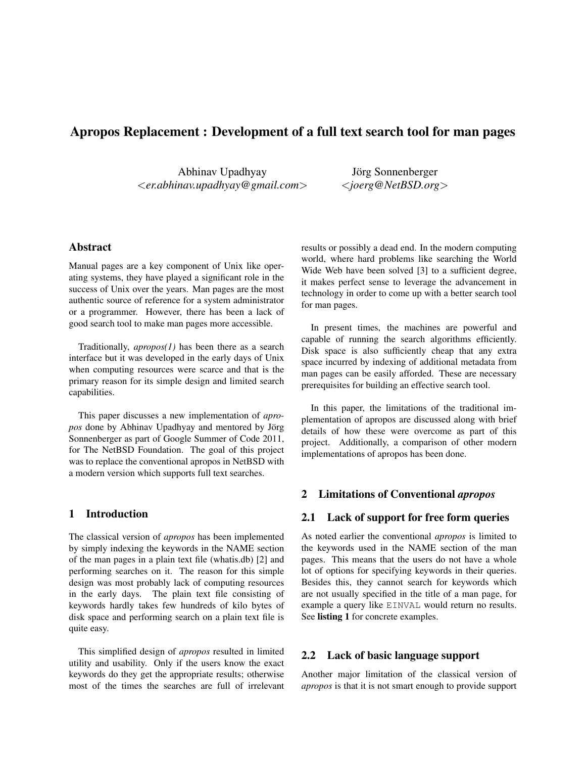# Apropos Replacement : Development of a full text search tool for man pages

Abhinav Upadhyay
<er.abhinav.upadhyay@gmail.com>

Jörg Sonnenberger
<joerg@NetBSD.org>

## Abstract

Manual pages are a key component of Unix like operating systems, they have played a significant role in the success of Unix over the years. Man pages are the most authentic source of reference for a system administrator or a programmer. However, there has been a lack of good search tool to make man pages more accessible.

Traditionally, *apropos(1)* has been there as a search interface but it was developed in the early days of Unix when computing resources were scarce and that is the primary reason for its simple design and limited search capabilities.

This paper discusses a new implementation of *apropos* done by Abhinav Upadhyay and mentored by Jörg Sonnenberger as part of Google Summer of Code 2011, for The NetBSD Foundation. The goal of this project was to replace the conventional apropos in NetBSD with a modern version which supports full text searches.

## 1 Introduction

The classical version of *apropos* has been implemented by simply indexing the keywords in the NAME section of the man pages in a plain text file (whatis.db) [2] and performing searches on it. The reason for this simple design was most probably lack of computing resources in the early days. The plain text file consisting of keywords hardly takes few hundreds of kilo bytes of disk space and performing search on a plain text file is quite easy.

This simplified design of *apropos* resulted in limited utility and usability. Only if the users know the exact keywords do they get the appropriate results; otherwise most of the times the searches are full of irrelevant results or possibly a dead end. In the modern computing world, where hard problems like searching the World Wide Web have been solved [3] to a sufficient degree, it makes perfect sense to leverage the advancement in technology in order to come up with a better search tool for man pages.

In present times, the machines are powerful and capable of running the search algorithms efficiently. Disk space is also sufficiently cheap that any extra space incurred by indexing of additional metadata from man pages can be easily afforded. These are necessary prerequisites for building an effective search tool.

In this paper, the limitations of the traditional implementation of apropos are discussed along with brief details of how these were overcome as part of this project. Additionally, a comparison of other modern implementations of apropos has been done.

## 2 Limitations of Conventional *apropos*

### 2.1 Lack of support for free form queries

As noted earlier the conventional *apropos* is limited to the keywords used in the NAME section of the man pages. This means that the users do not have a whole lot of options for specifying keywords in their queries. Besides this, they cannot search for keywords which are not usually specified in the title of a man page, for example a query like `EINVAL` would return no results. See **listing 1** for concrete examples.

### 2.2 Lack of basic language support

Another major limitation of the classical version of *apropos* is that it is not smart enough to provide support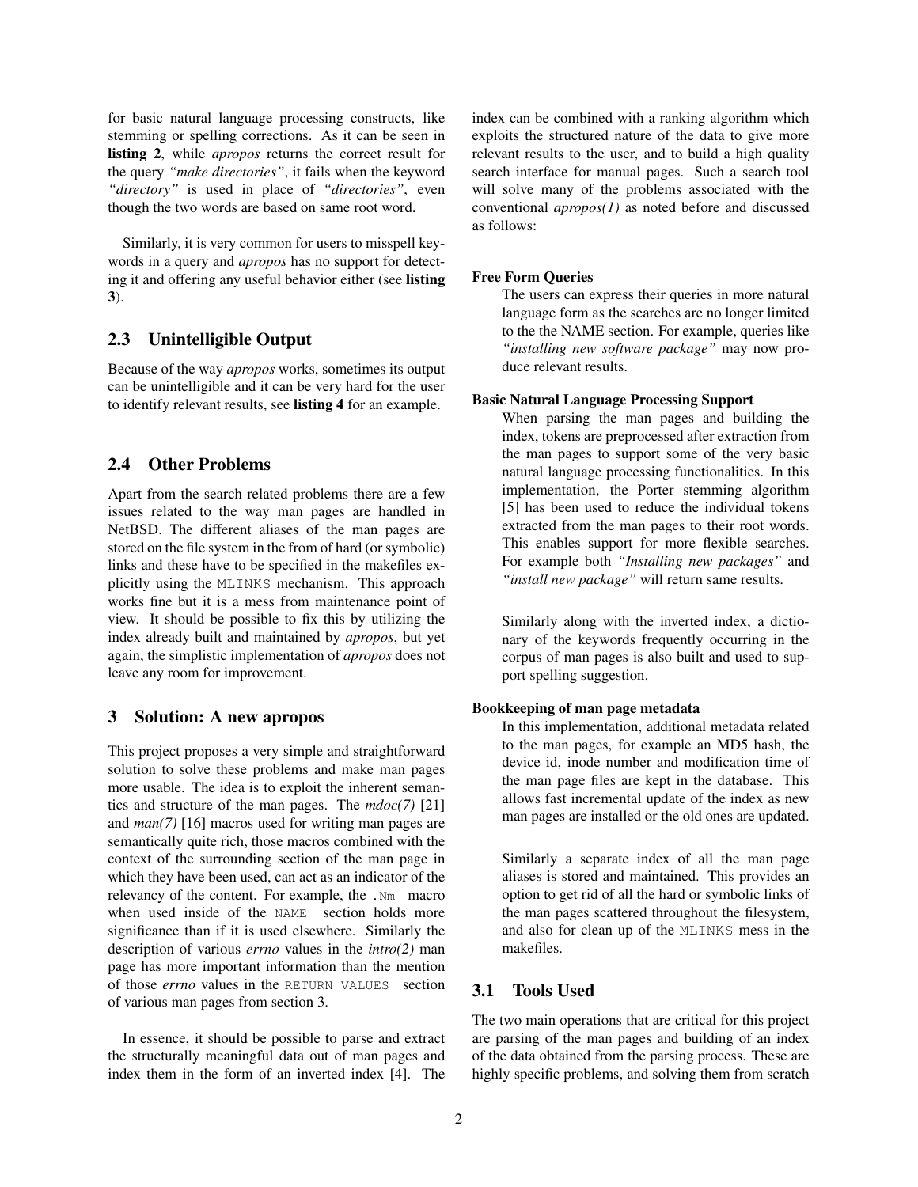for basic natural language processing constructs, like stemming or spelling corrections. As it can be seen in **listing 2**, while *apropos* returns the correct result for the query *"make directories"*, it fails when the keyword *"directory"* is used in place of *"directories"*, even though the two words are based on same root word.

Similarly, it is very common for users to misspell keywords in a query and *apropos* has no support for detecting it and offering any useful behavior either (see **listing 3**).

## 2.3 Unintelligible Output

Because of the way *apropos* works, sometimes its output can be unintelligible and it can be very hard for the user to identify relevant results, see **listing 4** for an example.

## 2.4 Other Problems

Apart from the search related problems there are a few issues related to the way man pages are handled in NetBSD. The different aliases of the man pages are stored on the file system in the from of hard (or symbolic) links and these have to be specified in the makefiles explicitly using the `MLINKS` mechanism. This approach works fine but it is a mess from maintenance point of view. It should be possible to fix this by utilizing the index already built and maintained by *apropos*, but yet again, the simplistic implementation of *apropos* does not leave any room for improvement.

# 3 Solution: A new apropos

This project proposes a very simple and straightforward solution to solve these problems and make man pages more usable. The idea is to exploit the inherent semantics and structure of the man pages. The *mdoc(7)* [21] and *man(7)* [16] macros used for writing man pages are semantically quite rich, those macros combined with the context of the surrounding section of the man page in which they have been used, can act as an indicator of the relevancy of the content. For example, the `.Nm` macro when used inside of the `NAME` section holds more significance than if it is used elsewhere. Similarly the description of various *errno* values in the *intro(2)* man page has more important information than the mention of those *errno* values in the `RETURN VALUES` section of various man pages from section 3.

In essence, it should be possible to parse and extract the structurally meaningful data out of man pages and index them in the form of an inverted index [4]. The index can be combined with a ranking algorithm which exploits the structured nature of the data to give more relevant results to the user, and to build a high quality search interface for manual pages. Such a search tool will solve many of the problems associated with the conventional *apropos(1)* as noted before and discussed as follows:

**Free Form Queries**

The users can express their queries in more natural language form as the searches are no longer limited to the the NAME section. For example, queries like *"installing new software package"* may now produce relevant results.

**Basic Natural Language Processing Support**

When parsing the man pages and building the index, tokens are preprocessed after extraction from the man pages to support some of the very basic natural language processing functionalities. In this implementation, the Porter stemming algorithm [5] has been used to reduce the individual tokens extracted from the man pages to their root words. This enables support for more flexible searches. For example both *"Installing new packages"* and *"install new package"* will return same results.

Similarly along with the inverted index, a dictionary of the keywords frequently occurring in the corpus of man pages is also built and used to support spelling suggestion.

**Bookkeeping of man page metadata**

In this implementation, additional metadata related to the man pages, for example an MD5 hash, the device id, inode number and modification time of the man page files are kept in the database. This allows fast incremental update of the index as new man pages are installed or the old ones are updated.

Similarly a separate index of all the man page aliases is stored and maintained. This provides an option to get rid of all the hard or symbolic links of the man pages scattered throughout the filesystem, and also for clean up of the `MLINKS` mess in the makefiles.

## 3.1 Tools Used

The two main operations that are critical for this project are parsing of the man pages and building of an index of the data obtained from the parsing process. These are highly specific problems, and solving them from scratch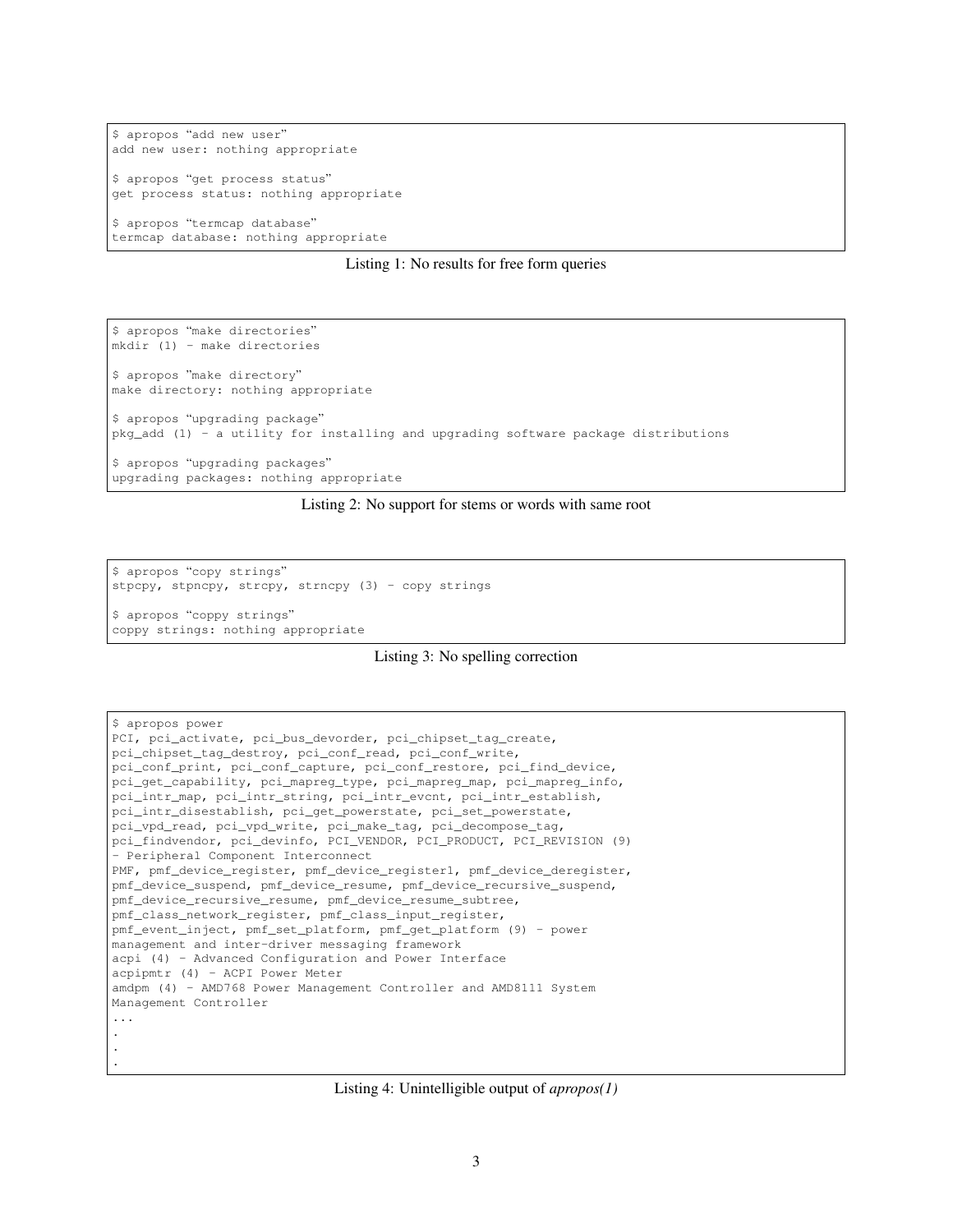```
$ apropos "add new user"
add new user: nothing appropriate

$ apropos "get process status"
get process status: nothing appropriate

$ apropos "termcap database"
termcap database: nothing appropriate
```

Listing 1: No results for free form queries

```
$ apropos "make directories"
mkdir (1) - make directories

$ apropos "make directory"
make directory: nothing appropriate

$ apropos "upgrading package"
pkg_add (1) - a utility for installing and upgrading software package distributions

$ apropos "upgrading packages"
upgrading packages: nothing appropriate
```

Listing 2: No support for stems or words with same root

```
$ apropos "copy strings"
stpcpy, stpncpy, strcpy, strncpy (3) - copy strings

$ apropos "coppy strings"
coppy strings: nothing appropriate
```

Listing 3: No spelling correction

```
$ apropos power
PCI, pci_activate, pci_bus_devorder, pci_chipset_tag_create,
pci_chipset_tag_destroy, pci_conf_read, pci_conf_write,
pci_conf_print, pci_conf_capture, pci_conf_restore, pci_find_device,
pci_get_capability, pci_mapreg_type, pci_mapreg_map, pci_mapreg_info,
pci_intr_map, pci_intr_string, pci_intr_evcnt, pci_intr_establish,
pci_intr_disestablish, pci_get_powerstate, pci_set_powerstate,
pci_vpd_read, pci_vpd_write, pci_make_tag, pci_decompose_tag,
pci_findvendor, pci_devinfo, PCI_VENDOR, PCI_PRODUCT, PCI_REVISION (9)
- Peripheral Component Interconnect
PMF, pmf_device_register, pmf_device_register1, pmf_device_deregister,
pmf_device_suspend, pmf_device_resume, pmf_device_recursive_suspend,
pmf_device_recursive_resume, pmf_device_resume_subtree,
pmf_class_network_register, pmf_class_input_register,
pmf_event_inject, pmf_set_platform, pmf_get_platform (9) - power
management and inter-driver messaging framework
acpi (4) - Advanced Configuration and Power Interface
acpipmtr (4) - ACPI Power Meter
amdpm (4) - AMD768 Power Management Controller and AMD8111 System
Management Controller
...
.
.
.
```

Listing 4: Unintelligible output of *apropos(1)*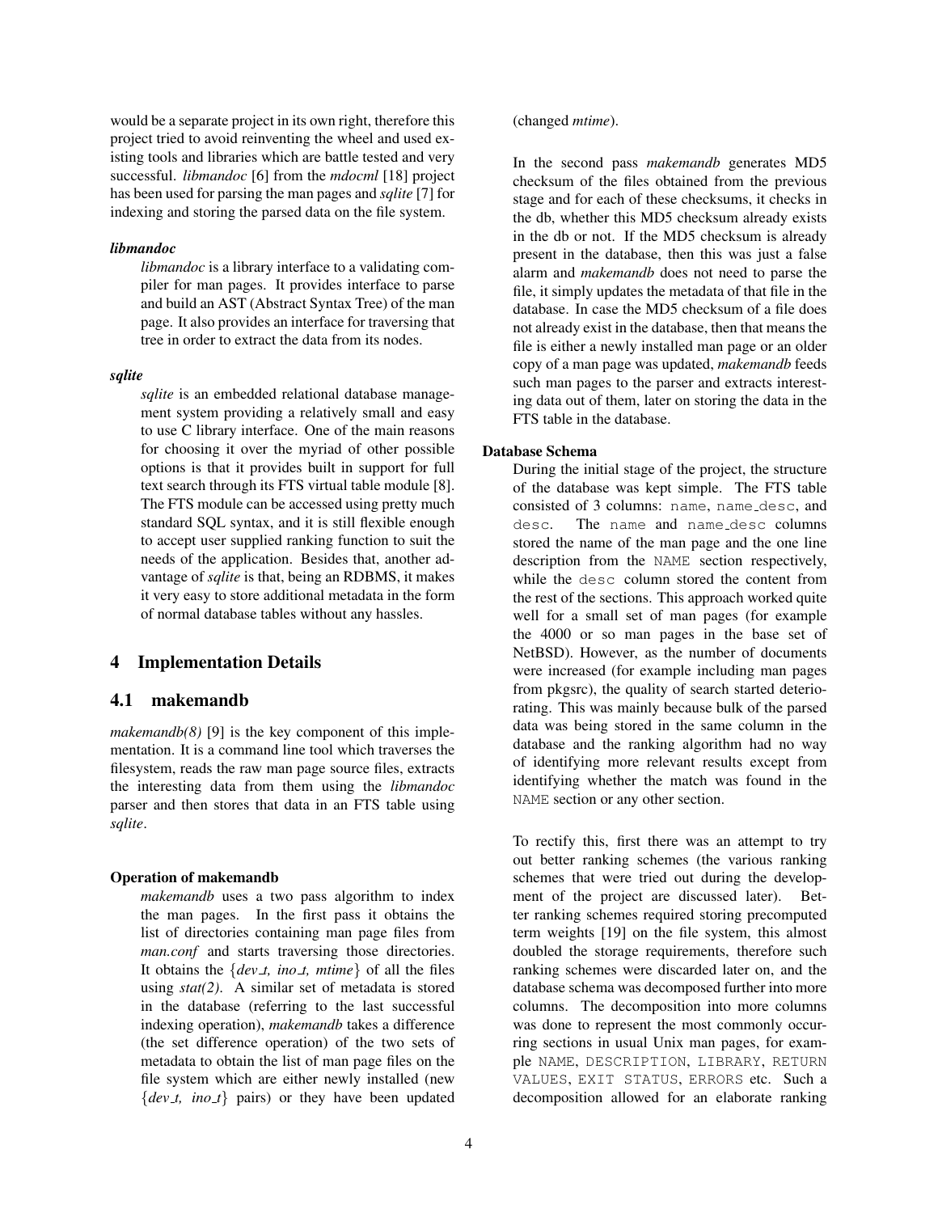would be a separate project in its own right, therefore this project tried to avoid reinventing the wheel and used existing tools and libraries which are battle tested and very successful. *libmandoc* [6] from the *mdocml* [18] project has been used for parsing the man pages and *sqlite* [7] for indexing and storing the parsed data on the file system.

***libmandoc***

*libmandoc* is a library interface to a validating compiler for man pages. It provides interface to parse and build an AST (Abstract Syntax Tree) of the man page. It also provides an interface for traversing that tree in order to extract the data from its nodes.

***sqlite***

*sqlite* is an embedded relational database management system providing a relatively small and easy to use C library interface. One of the main reasons for choosing it over the myriad of other possible options is that it provides built in support for full text search through its FTS virtual table module [8]. The FTS module can be accessed using pretty much standard SQL syntax, and it is still flexible enough to accept user supplied ranking function to suit the needs of the application. Besides that, another advantage of *sqlite* is that, being an RDBMS, it makes it very easy to store additional metadata in the form of normal database tables without any hassles.

# 4 Implementation Details

## 4.1 makemandb

*makemandb(8)* [9] is the key component of this implementation. It is a command line tool which traverses the filesystem, reads the raw man page source files, extracts the interesting data from them using the *libmandoc* parser and then stores that data in an FTS table using *sqlite*.

**Operation of makemandb**

*makemandb* uses a two pass algorithm to index the man pages. In the first pass it obtains the list of directories containing man page files from *man.conf* and starts traversing those directories. It obtains the {*dev_t, ino_t, mtime*} of all the files using *stat(2)*. A similar set of metadata is stored in the database (referring to the last successful indexing operation), *makemandb* takes a difference (the set difference operation) of the two sets of metadata to obtain the list of man page files on the file system which are either newly installed (new {*dev_t, ino_t*} pairs) or they have been updated (changed *mtime*).

In the second pass *makemandb* generates MD5 checksum of the files obtained from the previous stage and for each of these checksums, it checks in the db, whether this MD5 checksum already exists in the db or not. If the MD5 checksum is already present in the database, then this was just a false alarm and *makemandb* does not need to parse the file, it simply updates the metadata of that file in the database. In case the MD5 checksum of a file does not already exist in the database, then that means the file is either a newly installed man page or an older copy of a man page was updated, *makemandb* feeds such man pages to the parser and extracts interesting data out of them, later on storing the data in the FTS table in the database.

**Database Schema**

During the initial stage of the project, the structure of the database was kept simple. The FTS table consisted of 3 columns: `name`, `name_desc`, and `desc`. The `name` and `name_desc` columns stored the name of the man page and the one line description from the `NAME` section respectively, while the `desc` column stored the content from the rest of the sections. This approach worked quite well for a small set of man pages (for example the 4000 or so man pages in the base set of NetBSD). However, as the number of documents were increased (for example including man pages from pkgsrc), the quality of search started deteriorating. This was mainly because bulk of the parsed data was being stored in the same column in the database and the ranking algorithm had no way of identifying more relevant results except from identifying whether the match was found in the `NAME` section or any other section.

To rectify this, first there was an attempt to try out better ranking schemes (the various ranking schemes that were tried out during the development of the project are discussed later). Better ranking schemes required storing precomputed term weights [19] on the file system, this almost doubled the storage requirements, therefore such ranking schemes were discarded later on, and the database schema was decomposed further into more columns. The decomposition into more columns was done to represent the most commonly occurring sections in usual Unix man pages, for example `NAME`, `DESCRIPTION`, `LIBRARY`, `RETURN VALUES`, `EXIT STATUS`, `ERRORS` etc. Such a decomposition allowed for an elaborate ranking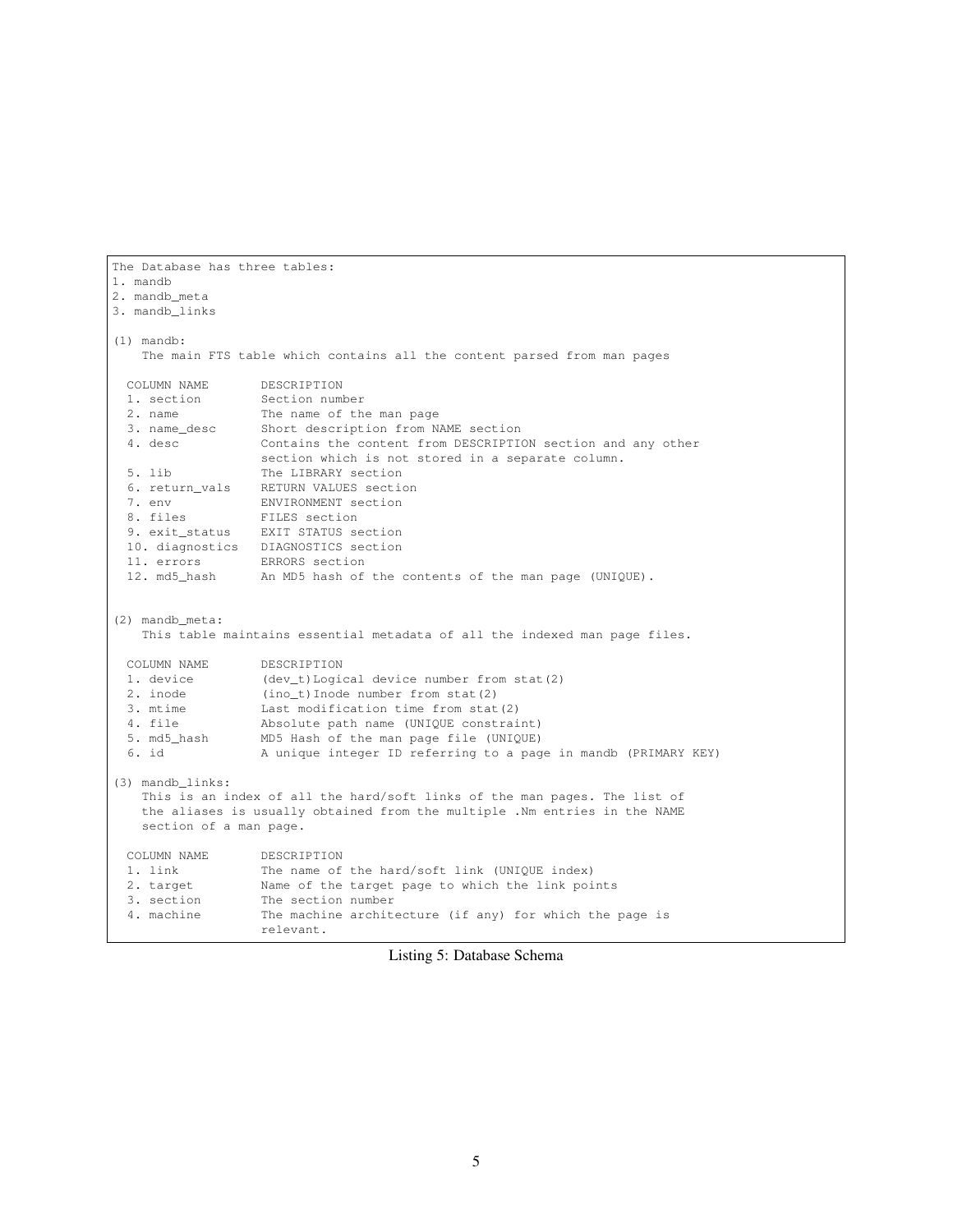```
The Database has three tables:
1. mandb
2. mandb_meta
3. mandb_links

(1) mandb:
    The main FTS table which contains all the content parsed from man pages

  COLUMN NAME       DESCRIPTION
  1. section        Section number
  2. name           The name of the man page
  3. name_desc      Short description from NAME section
  4. desc           Contains the content from DESCRIPTION section and any other
                    section which is not stored in a separate column.
  5. lib            The LIBRARY section
  6. return_vals    RETURN VALUES section
  7. env            ENVIRONMENT section
  8. files          FILES section
  9. exit_status    EXIT STATUS section
  10. diagnostics   DIAGNOSTICS section
  11. errors        ERRORS section
  12. md5_hash      An MD5 hash of the contents of the man page (UNIQUE).


(2) mandb_meta:
    This table maintains essential metadata of all the indexed man page files.

  COLUMN NAME       DESCRIPTION
  1. device         (dev_t)Logical device number from stat(2)
  2. inode          (ino_t)Inode number from stat(2)
  3. mtime          Last modification time from stat(2)
  4. file           Absolute path name (UNIQUE constraint)
  5. md5_hash       MD5 Hash of the man page file (UNIQUE)
  6. id             A unique integer ID referring to a page in mandb (PRIMARY KEY)

(3) mandb_links:
    This is an index of all the hard/soft links of the man pages. The list of
    the aliases is usually obtained from the multiple .Nm entries in the NAME
    section of a man page.

  COLUMN NAME       DESCRIPTION
  1. link           The name of the hard/soft link (UNIQUE index)
  2. target         Name of the target page to which the link points
  3. section        The section number
  4. machine        The machine architecture (if any) for which the page is
                    relevant.
```

Listing 5: Database Schema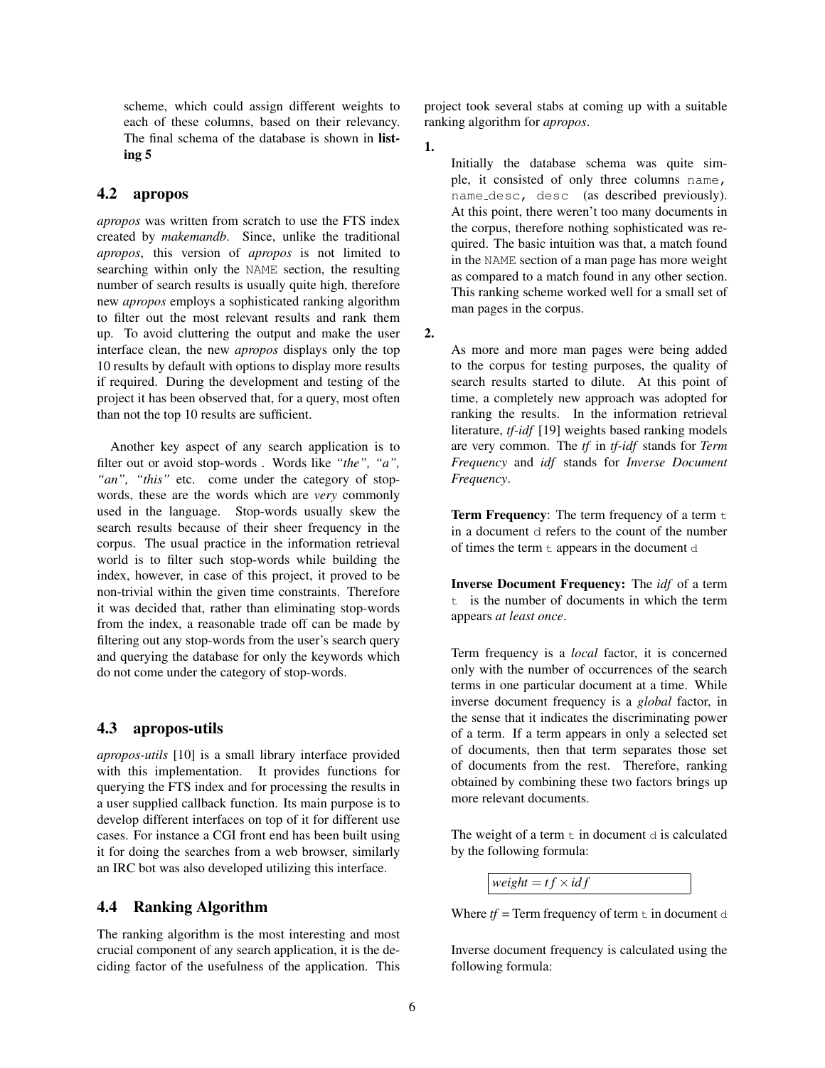scheme, which could assign different weights to each of these columns, based on their relevancy. The final schema of the database is shown in **listing 5**

### 4.2 apropos

*apropos* was written from scratch to use the FTS index created by *makemandb*. Since, unlike the traditional *apropos*, this version of *apropos* is not limited to searching within only the `NAME` section, the resulting number of search results is usually quite high, therefore new *apropos* employs a sophisticated ranking algorithm to filter out the most relevant results and rank them up. To avoid cluttering the output and make the user interface clean, the new *apropos* displays only the top 10 results by default with options to display more results if required. During the development and testing of the project it has been observed that, for a query, most often than not the top 10 results are sufficient.

Another key aspect of any search application is to filter out or avoid stop-words . Words like *"the", "a", "an", "this"* etc. come under the category of stop-words, these are the words which are *very* commonly used in the language. Stop-words usually skew the search results because of their sheer frequency in the corpus. The usual practice in the information retrieval world is to filter such stop-words while building the index, however, in case of this project, it proved to be non-trivial within the given time constraints. Therefore it was decided that, rather than eliminating stop-words from the index, a reasonable trade off can be made by filtering out any stop-words from the user's search query and querying the database for only the keywords which do not come under the category of stop-words.

### 4.3 apropos-utils

*apropos-utils* [10] is a small library interface provided with this implementation. It provides functions for querying the FTS index and for processing the results in a user supplied callback function. Its main purpose is to develop different interfaces on top of it for different use cases. For instance a CGI front end has been built using it for doing the searches from a web browser, similarly an IRC bot was also developed utilizing this interface.

### 4.4 Ranking Algorithm

The ranking algorithm is the most interesting and most crucial component of any search application, it is the deciding factor of the usefulness of the application. This project took several stabs at coming up with a suitable ranking algorithm for *apropos*.

**1.**

Initially the database schema was quite simple, it consisted of only three columns `name, name_desc, desc` (as described previously). At this point, there weren't too many documents in the corpus, therefore nothing sophisticated was required. The basic intuition was that, a match found in the `NAME` section of a man page has more weight as compared to a match found in any other section. This ranking scheme worked well for a small set of man pages in the corpus.

**2.**

As more and more man pages were being added to the corpus for testing purposes, the quality of search results started to dilute. At this point of time, a completely new approach was adopted for ranking the results. In the information retrieval literature, *tf-idf* [19] weights based ranking models are very common. The *tf* in *tf-idf* stands for *Term Frequency* and *idf* stands for *Inverse Document Frequency*.

**Term Frequency**: The term frequency of a term `t` in a document `d` refers to the count of the number of times the term `t` appears in the document `d`

**Inverse Document Frequency:** The *idf* of a term `t` is the number of documents in which the term appears *at least once*.

Term frequency is a *local* factor, it is concerned only with the number of occurrences of the search terms in one particular document at a time. While inverse document frequency is a *global* factor, in the sense that it indicates the discriminating power of a term. If a term appears in only a selected set of documents, then that term separates those set of documents from the rest. Therefore, ranking obtained by combining these two factors brings up more relevant documents.

The weight of a term `t` in document `d` is calculated by the following formula:

$$weight = tf \times idf$$

Where *tf* = Term frequency of term `t` in document `d`

Inverse document frequency is calculated using the following formula: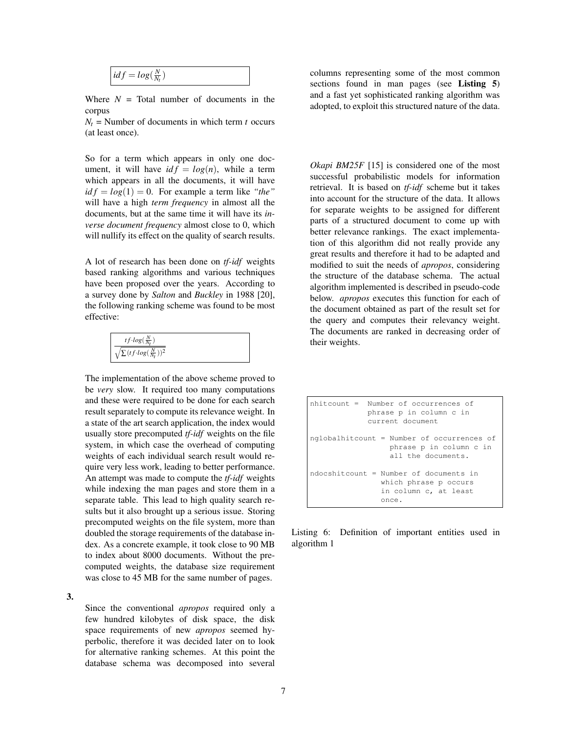$$idf = log(\frac{N}{N_t})$$

Where $N$ = Total number of documents in the corpus
$N_t$ = Number of documents in which term $t$ occurs (at least once).

So for a term which appears in only one document, it will have $idf = log(n)$, while a term which appears in all the documents, it will have $idf = log(1) = 0$. For example a term like *"the"* will have a high *term frequency* in almost all the documents, but at the same time it will have its *inverse document frequency* almost close to 0, which will nullify its effect on the quality of search results.

A lot of research has been done on *tf-idf* weights based ranking algorithms and various techniques have been proposed over the years. According to a survey done by *Salton* and *Buckley* in 1988 [20], the following ranking scheme was found to be most effective:

$$\frac{tf \cdot log(\frac{N}{N_t})}{\sqrt{\sum(tf \cdot log(\frac{N}{N_t}))^2}}$$

The implementation of the above scheme proved to be *very* slow. It required too many computations and these were required to be done for each search result separately to compute its relevance weight. In a state of the art search application, the index would usually store precomputed *tf-idf* weights on the file system, in which case the overhead of computing weights of each individual search result would require very less work, leading to better performance. An attempt was made to compute the *tf-idf* weights while indexing the man pages and store them in a separate table. This lead to high quality search results but it also brought up a serious issue. Storing precomputed weights on the file system, more than doubled the storage requirements of the database index. As a concrete example, it took close to 90 MB to index about 8000 documents. Without the precomputed weights, the database size requirement was close to 45 MB for the same number of pages.

**3.** Since the conventional *apropos* required only a few hundred kilobytes of disk space, the disk space requirements of new *apropos* seemed hyperbolic, therefore it was decided later on to look for alternative ranking schemes. At this point the database schema was decomposed into several columns representing some of the most common sections found in man pages (see **Listing 5**) and a fast yet sophisticated ranking algorithm was adopted, to exploit this structured nature of the data.

*Okapi BM25F* [15] is considered one of the most successful probabilistic models for information retrieval. It is based on *tf-idf* scheme but it takes into account for the structure of the data. It allows for separate weights to be assigned for different parts of a structured document to come up with better relevance rankings. The exact implementation of this algorithm did not really provide any great results and therefore it had to be adapted and modified to suit the needs of *apropos*, considering the structure of the database schema. The actual algorithm implemented is described in pseudo-code below. *apropos* executes this function for each of the document obtained as part of the result set for the query and computes their relevancy weight. The documents are ranked in decreasing order of their weights.

```
nhitcount =  Number of occurrences of
             phrase p in column c in
             current document

nglobalhitcount = Number of occurrences of
                  phrase p in column c in
                  all the documents.

ndocshitcount = Number of documents in
                which phrase p occurs
                in column c, at least
                once.
```

Listing 6: Definition of important entities used in algorithm 1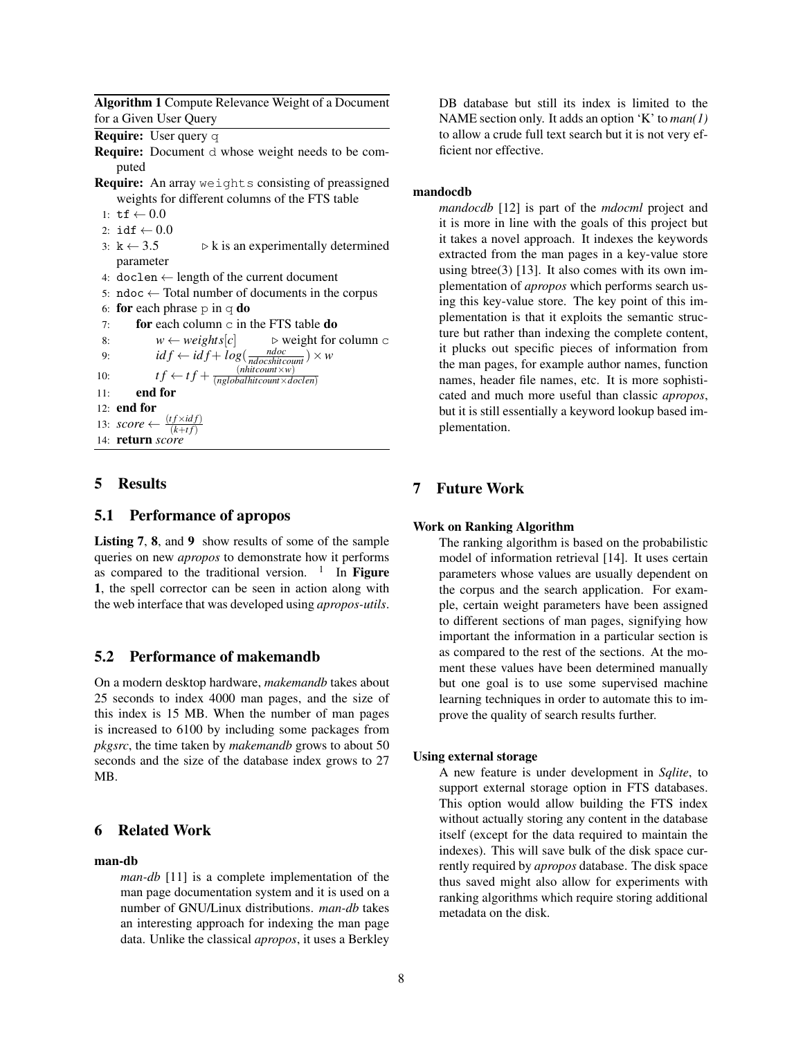**Algorithm 1** Compute Relevance Weight of a Document for a Given User Query

**Require:** User query `q`
**Require:** Document `d` whose weight needs to be computed
**Require:** An array `weights` consisting of preassigned weights for different columns of the FTS table

```
1:  tf ← 0.0
2:  idf ← 0.0
3:  k ← 3.5            ▷ k is an experimentally determined parameter
4:  doclen ← length of the current document
5:  ndoc ← Total number of documents in the corpus
6:  for each phrase p in q do
7:      for each column c in the FTS table do
8:          w ← weights[c]          ▷ weight for column c
9:          idf ← idf + log(ndoc / ndocshitcount) × w
10:         tf ← tf + (nhitcount × w) / (nglobalhitcount × doclen)
11:     end for
12: end for
13: score ← (tf × idf) / (k + tf)
14: return score
```

Lines 9, 10 and 13 in mathematical notation:

$$idf \leftarrow idf + log(\frac{ndoc}{ndocshitcount}) \times w$$

$$tf \leftarrow tf + \frac{(nhitcount \times w)}{(nglobalhitcount \times doclen)}$$

$$score \leftarrow \frac{(tf \times idf)}{(k+tf)}$$

## 5 Results

### 5.1 Performance of apropos

**Listing 7**, **8**, and **9** show results of some of the sample queries on new *apropos* to demonstrate how it performs as compared to the traditional version. [1] In **Figure 1**, the spell corrector can be seen in action along with the web interface that was developed using *apropos-utils*.

### 5.2 Performance of makemandb

On a modern desktop hardware, *makemandb* takes about 25 seconds to index 4000 man pages, and the size of this index is 15 MB. When the number of man pages is increased to 6100 by including some packages from *pkgsrc*, the time taken by *makemandb* grows to about 50 seconds and the size of the database index grows to 27 MB.

## 6 Related Work

**man-db**

*man-db* [11] is a complete implementation of the man page documentation system and it is used on a number of GNU/Linux distributions. *man-db* takes an interesting approach for indexing the man page data. Unlike the classical *apropos*, it uses a Berkley DB database but still its index is limited to the NAME section only. It adds an option 'K' to *man(1)* to allow a crude full text search but it is not very efficient nor effective.

**mandocdb**

*mandocdb* [12] is part of the *mdocml* project and it is more in line with the goals of this project but it takes a novel approach. It indexes the keywords extracted from the man pages in a key-value store using btree(3) [13]. It also comes with its own implementation of *apropos* which performs search using this key-value store. The key point of this implementation is that it exploits the semantic structure but rather than indexing the complete content, it plucks out specific pieces of information from the man pages, for example author names, function names, header file names, etc. It is more sophisticated and much more useful than classic *apropos*, but it is still essentially a keyword lookup based implementation.

## 7 Future Work

**Work on Ranking Algorithm**

The ranking algorithm is based on the probabilistic model of information retrieval [14]. It uses certain parameters whose values are usually dependent on the corpus and the search application. For example, certain weight parameters have been assigned to different sections of man pages, signifying how important the information in a particular section is as compared to the rest of the sections. At the moment these values have been determined manually but one goal is to use some supervised machine learning techniques in order to automate this to improve the quality of search results further.

**Using external storage**

A new feature is under development in *Sqlite*, to support external storage option in FTS databases. This option would allow building the FTS index without actually storing any content in the database itself (except for the data required to maintain the indexes). This will save bulk of the disk space currently required by *apropos* database. The disk space thus saved might also allow for experiments with ranking algorithms which require storing additional metadata on the disk.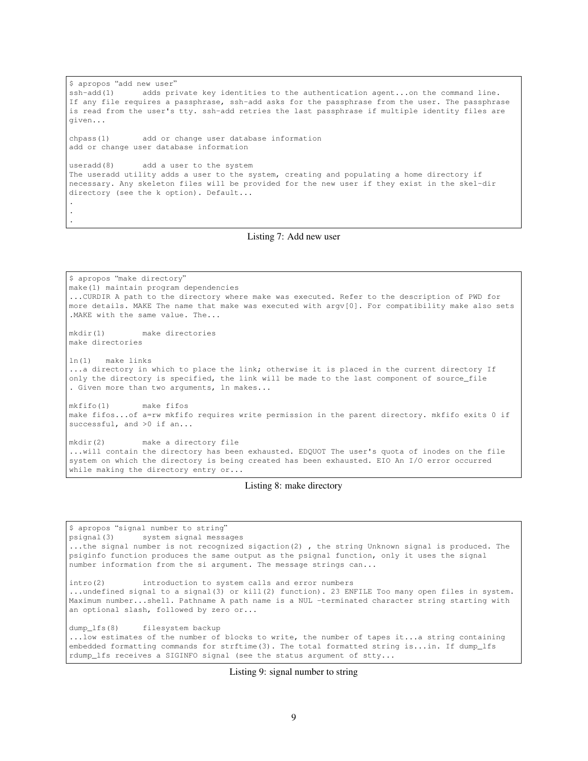```
$ apropos "add new user"
ssh-add(1)      adds private key identities to the authentication agent...on the command line.
If any file requires a passphrase, ssh-add asks for the passphrase from the user. The passphrase
is read from the user's tty. ssh-add retries the last passphrase if multiple identity files are
given...

chpass(1)       add or change user database information
add or change user database information

useradd(8)      add a user to the system
The useradd utility adds a user to the system, creating and populating a home directory if
necessary. Any skeleton files will be provided for the new user if they exist in the skel-dir
directory (see the k option). Default...
.
.
.
```

Listing 7: Add new user

```
$ apropos "make directory"
make(1) maintain program dependencies
...CURDIR A path to the directory where make was executed. Refer to the description of PWD for
more details. MAKE The name that make was executed with argv[0]. For compatibility make also sets
.MAKE with the same value. The...

mkdir(1)        make directories
make directories

ln(1)   make links
...a directory in which to place the link; otherwise it is placed in the current directory If
only the directory is specified, the link will be made to the last component of source_file
. Given more than two arguments, ln makes...

mkfifo(1)       make fifos
make fifos...of a=rw mkfifo requires write permission in the parent directory. mkfifo exits 0 if
successful, and >0 if an...

mkdir(2)        make a directory file
...will contain the directory has been exhausted. EDQUOT The user's quota of inodes on the file
system on which the directory is being created has been exhausted. EIO An I/O error occurred
while making the directory entry or...
```

Listing 8: make directory

```
$ apropos "signal number to string"
psignal(3)      system signal messages
...the signal number is not recognized sigaction(2) , the string Unknown signal is produced. The
psiginfo function produces the same output as the psignal function, only it uses the signal
number information from the si argument. The message strings can...

intro(2)        introduction to system calls and error numbers
...undefined signal to a signal(3) or kill(2) function). 23 ENFILE Too many open files in system.
Maximum number...shell. Pathname A path name is a NUL -terminated character string starting with
an optional slash, followed by zero or...

dump_lfs(8)     filesystem backup
...low estimates of the number of blocks to write, the number of tapes it...a string containing
embedded formatting commands for strftime(3). The total formatted string is...in. If dump_lfs
rdump_lfs receives a SIGINFO signal (see the status argument of stty...
```

Listing 9: signal number to string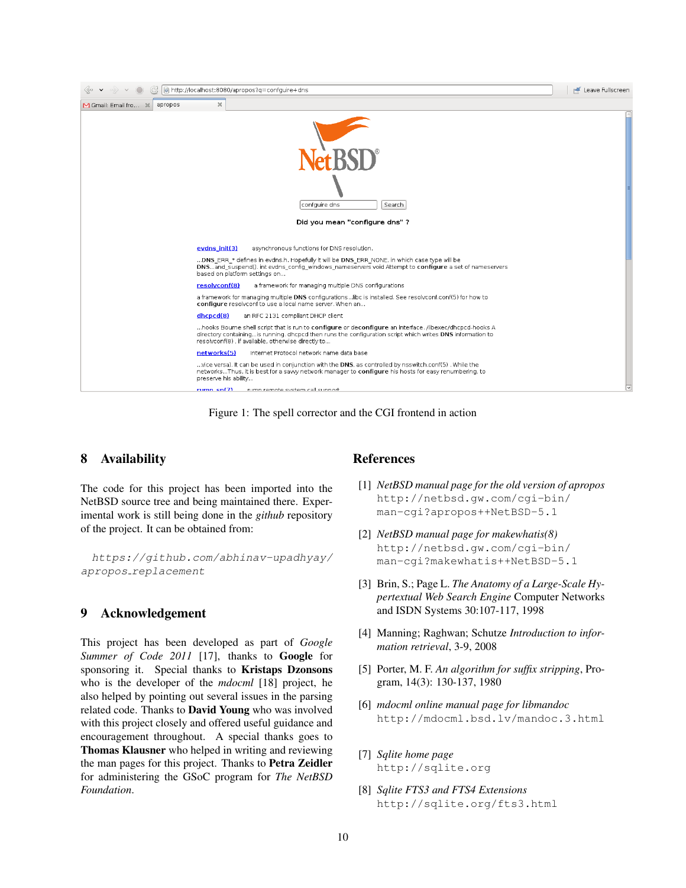Figure 1: The spell corrector and the CGI frontend in action

## 8 Availability

The code for this project has been imported into the NetBSD source tree and being maintained there. Experimental work is still being done in the *github* repository of the project. It can be obtained from:

*https://github.com/abhinav-upadhyay/apropos_replacement*

## 9 Acknowledgement

This project has been developed as part of *Google Summer of Code 2011* [17], thanks to **Google** for sponsoring it. Special thanks to **Kristaps Dzonsons** who is the developer of the *mdocml* [18] project, he also helped by pointing out several issues in the parsing related code. Thanks to **David Young** who was involved with this project closely and offered useful guidance and encouragement throughout. A special thanks goes to **Thomas Klausner** who helped in writing and reviewing the man pages for this project. Thanks to **Petra Zeidler** for administering the GSoC program for *The NetBSD Foundation*.

## References

[1] *NetBSD manual page for the old version of apropos* `http://netbsd.gw.com/cgi-bin/man-cgi?apropos++NetBSD-5.1`

[2] *NetBSD manual page for makewhatis(8)* `http://netbsd.gw.com/cgi-bin/man-cgi?makewhatis++NetBSD-5.1`

[3] Brin, S.; Page L. *The Anatomy of a Large-Scale Hypertextual Web Search Engine* Computer Networks and ISDN Systems 30:107-117, 1998

[4] Manning; Raghwan; Schutze *Introduction to information retrieval*, 3-9, 2008

[5] Porter, M. F. *An algorithm for suffix stripping*, Program, 14(3): 130-137, 1980

[6] *mdocml online manual page for libmandoc* `http://mdocml.bsd.lv/mandoc.3.html`

[7] *Sqlite home page* `http://sqlite.org`

[8] *Sqlite FTS3 and FTS4 Extensions* `http://sqlite.org/fts3.html`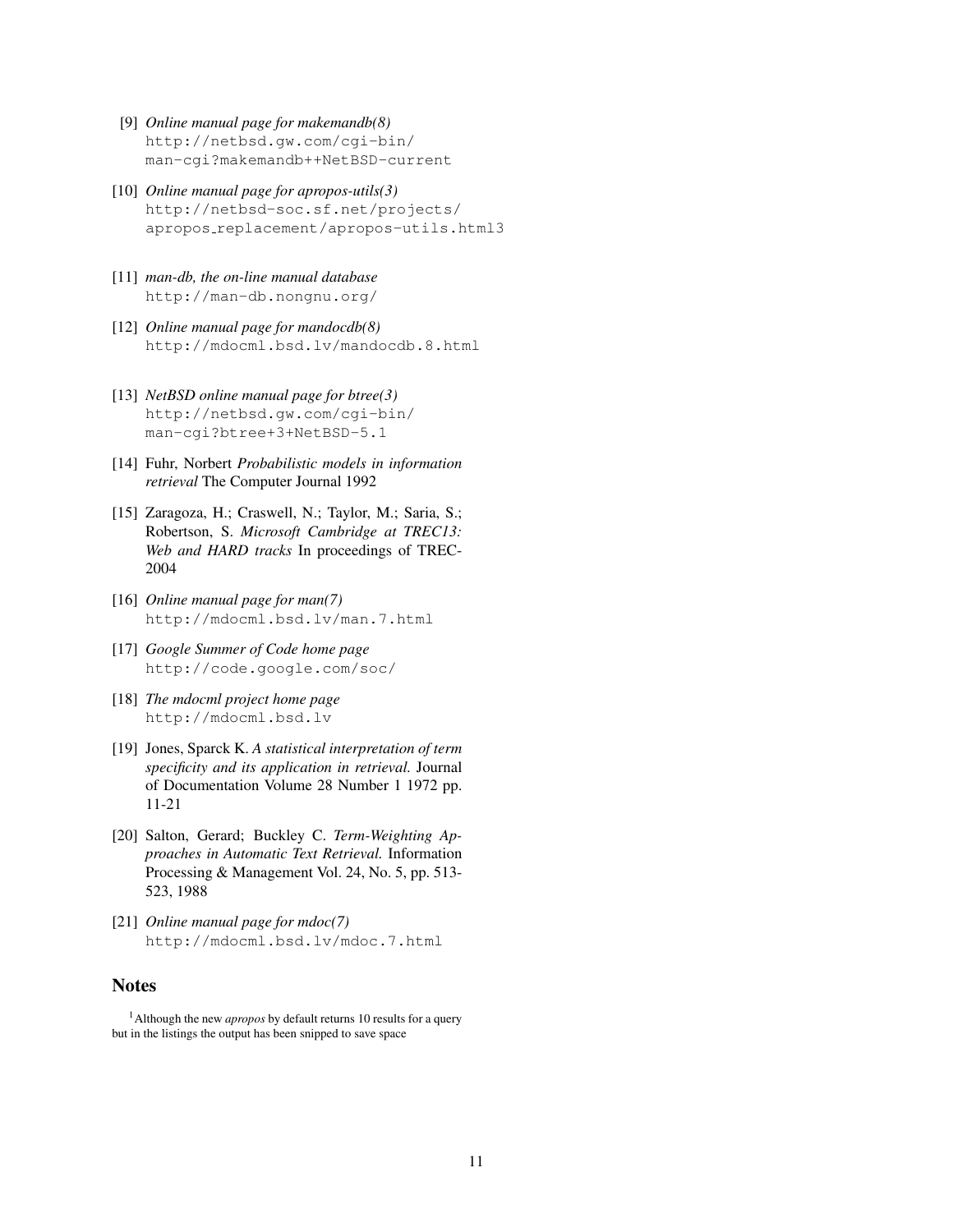[9] *Online manual page for makemandb(8)* `http://netbsd.gw.com/cgi-bin/man-cgi?makemandb++NetBSD-current`

[10] *Online manual page for apropos-utils(3)* `http://netbsd-soc.sf.net/projects/apropos_replacement/apropos-utils.html3`

[11] *man-db, the on-line manual database* `http://man-db.nongnu.org/`

[12] *Online manual page for mandocdb(8)* `http://mdocml.bsd.lv/mandocdb.8.html`

[13] *NetBSD online manual page for btree(3)* `http://netbsd.gw.com/cgi-bin/man-cgi?btree+3+NetBSD-5.1`

[14] Fuhr, Norbert *Probabilistic models in information retrieval* The Computer Journal 1992

[15] Zaragoza, H.; Craswell, N.; Taylor, M.; Saria, S.; Robertson, S. *Microsoft Cambridge at TREC13: Web and HARD tracks* In proceedings of TREC-2004

[16] *Online manual page for man(7)* `http://mdocml.bsd.lv/man.7.html`

[17] *Google Summer of Code home page* `http://code.google.com/soc/`

[18] *The mdocml project home page* `http://mdocml.bsd.lv`

[19] Jones, Sparck K. *A statistical interpretation of term specificity and its application in retrieval.* Journal of Documentation Volume 28 Number 1 1972 pp. 11-21

[20] Salton, Gerard; Buckley C. *Term-Weighting Approaches in Automatic Text Retrieval.* Information Processing & Management Vol. 24, No. 5, pp. 513-523, 1988

[21] *Online manual page for mdoc(7)* `http://mdocml.bsd.lv/mdoc.7.html`

## Notes

[1] Although the new *apropos* by default returns 10 results for a query but in the listings the output has been snipped to save space